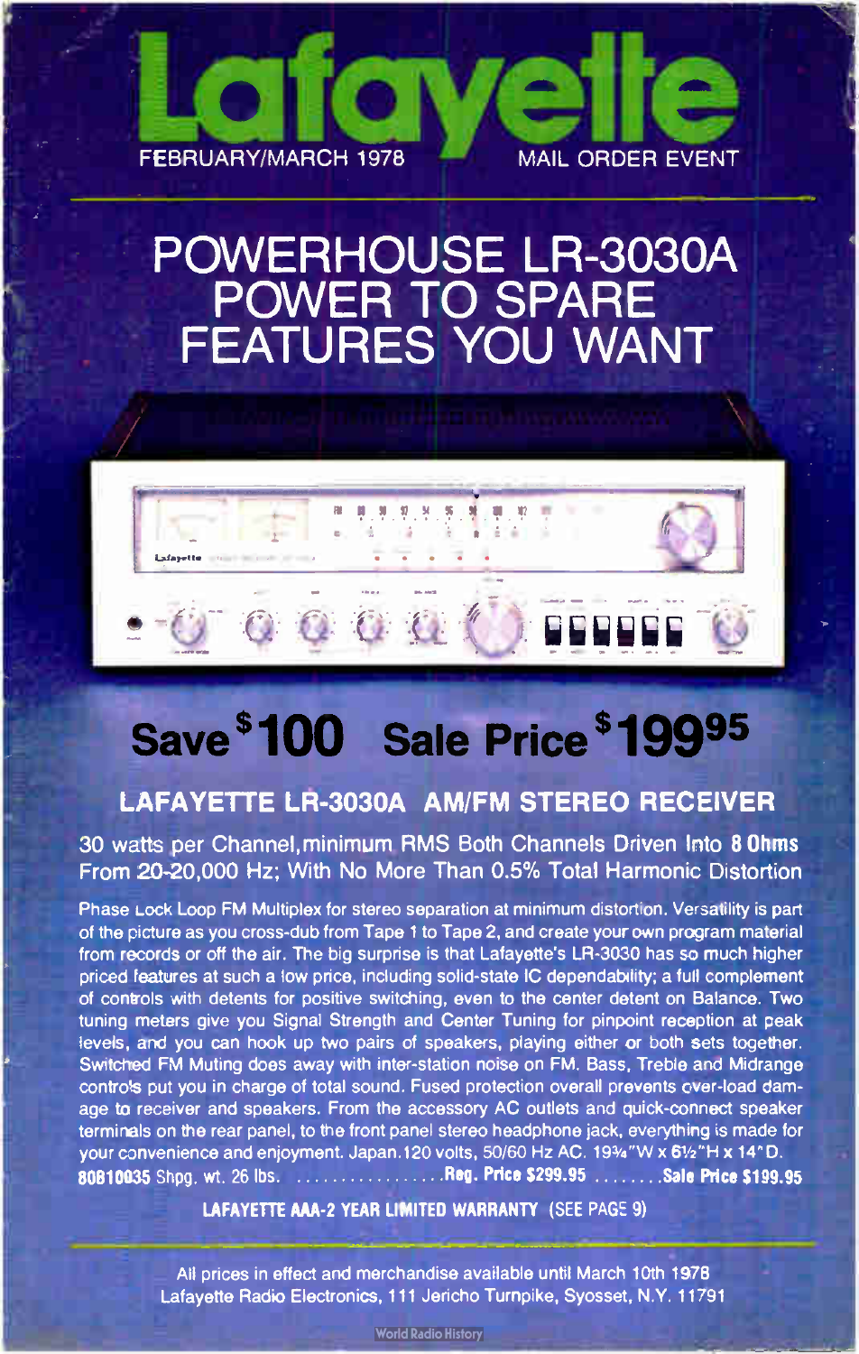# Lafayette

FEBRUARY/MARCH 1978 MAIL ORDER EVENT

## POWERHOUSE LR-3030A POWER TO SPARE FEATURES YOU WANT

## Save $100 Sale Price $199.95

### LAFAYETTE LR-3030A AM/FM STEREO RECEIVER

30 watts per Channel, minimum RMS Both Channels Driven Into 8 Ohms From 20-20,000 Hz; With No More Than 0.5% Total Harmonic Distortion

Phase Lock Loop FM Multiplex for stereo separation at minimum distortion. Versatility is part of the picture as you cross-dub from Tape 1 to Tape 2, and create your own program material from records or off the air. The big surprise is that Lafayette's LR-3030 has so much higher priced features at such a low price, including solid-state IC dependability; a full complement of controls with detents for positive switching, even to the center detent on Balance. Two tuning meters give you Signal Strength and Center Tuning for pinpoint reception at peak levels, and you can hook up two pairs of speakers, playing either or both sets together. Switched FM Muting does away with inter-station noise on FM. Bass, Treble and Midrange controls put you in charge of total sound. Fused protection overall prevents over-load damage to receiver and speakers. From the accessory AC outlets and quick-connect speaker terminals on the rear panel, to the front panel stereo headphone jack, everything is made for your convenience and enjoyment. Japan. 120 volts, 50/60 Hz AC. 19¾"W x 6½"H x 14"D.

**80810035** Shpg. wt. 26 lbs. ................. **Reg. Price $299.95** ........ **Sale Price $199.95**

**LAFAYETTE AAA-2 YEAR LIMITED WARRANTY** (SEE PAGE 9)

All prices in effect and merchandise available until March 10th 1978
Lafayette Radio Electronics, 111 Jericho Turnpike, Syosset, N.Y. 11791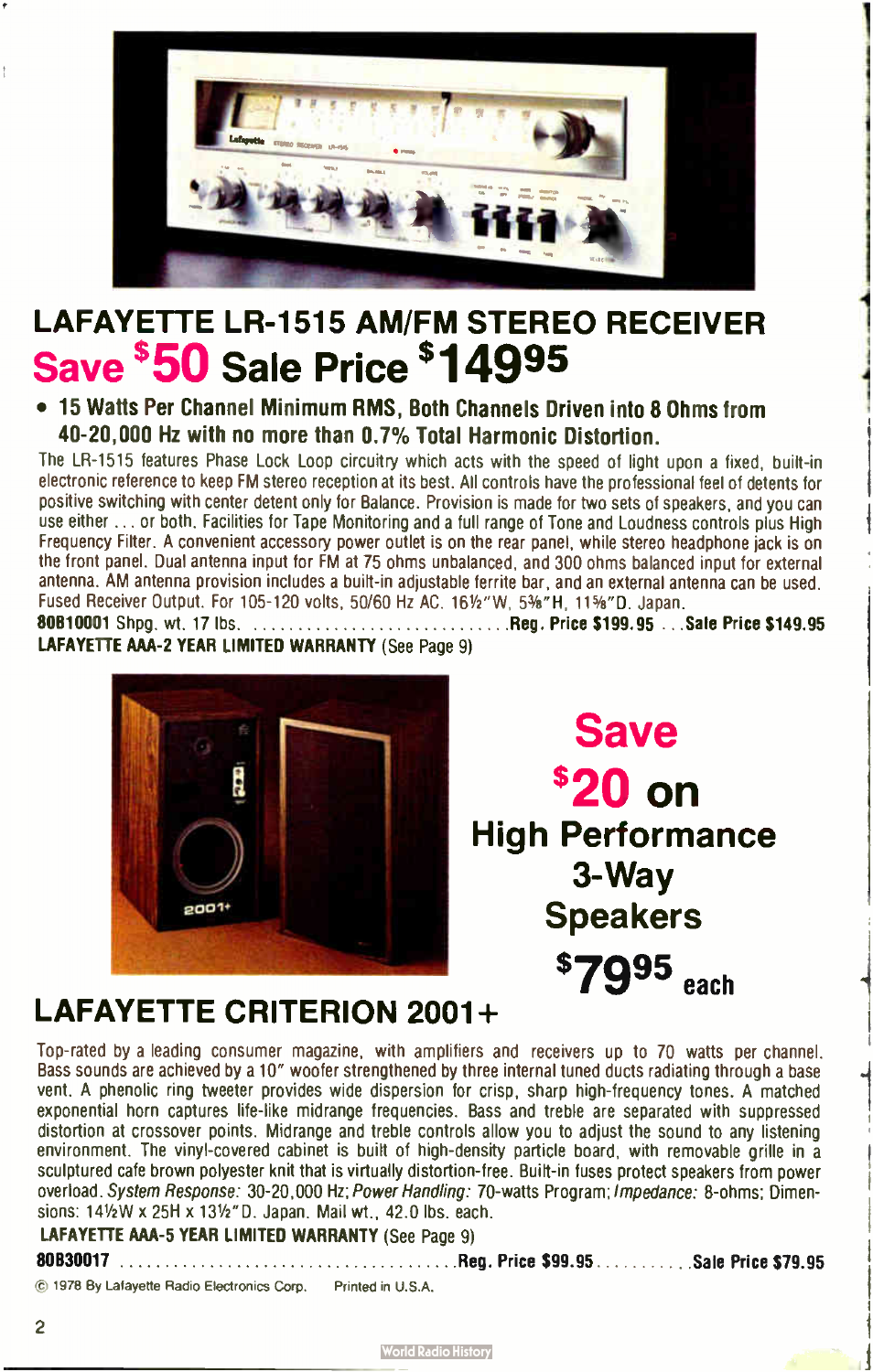# LAFAYETTE LR-1515 AM/FM STEREO RECEIVER

## Save $50 Sale Price $149.95

- **15 Watts Per Channel Minimum RMS, Both Channels Driven into 8 Ohms from 40-20,000 Hz with no more than 0.7% Total Harmonic Distortion.**

The LR-1515 features Phase Lock Loop circuitry which acts with the speed of light upon a fixed, built-in electronic reference to keep FM stereo reception at its best. All controls have the professional feel of detents for positive switching with center detent only for Balance. Provision is made for two sets of speakers, and you can use either . . . or both. Facilities for Tape Monitoring and a full range of Tone and Loudness controls plus High Frequency Filter. A convenient accessory power outlet is on the rear panel, while stereo headphone jack is on the front panel. Dual antenna input for FM at 75 ohms unbalanced, and 300 ohms balanced input for external antenna. AM antenna provision includes a built-in adjustable ferrite bar, and an external antenna can be used. Fused Receiver Output. For 105-120 volts, 50/60 Hz AC. 16½"W, 5⅜"H, 11⅝"D. Japan.

**80B10001** Shpg. wt. 17 lbs. . . . . . . . . . . . . . . . . . . . . . . . . . . . . **Reg. Price $199.95** . . . **Sale Price $149.95**

**LAFAYETTE AAA-2 YEAR LIMITED WARRANTY** (See Page 9)

## Save $20 on High Performance 3-Way Speakers

## $79.95 each

# LAFAYETTE CRITERION 2001+

Top-rated by a leading consumer magazine, with amplifiers and receivers up to 70 watts per channel. Bass sounds are achieved by a 10" woofer strengthened by three internal tuned ducts radiating through a base vent. A phenolic ring tweeter provides wide dispersion for crisp, sharp high-frequency tones. A matched exponential horn captures life-like midrange frequencies. Bass and treble are separated with suppressed distortion at crossover points. Midrange and treble controls allow you to adjust the sound to any listening environment. The vinyl-covered cabinet is built of high-density particle board, with removable grille in a sculptured cafe brown polyester knit that is virtually distortion-free. Built-in fuses protect speakers from power overload. *System Response:* 30-20,000 Hz; *Power Handling:* 70-watts Program; *Impedance:* 8-ohms; Dimensions: 14½W x 25H x 13½"D. Japan. Mail wt., 42.0 lbs. each.

**LAFAYETTE AAA-5 YEAR LIMITED WARRANTY** (See Page 9)

**80B30017** . . . . . . . . . . . . . . . . . . . . . . . . . . . . . . . . . . . . **Reg. Price $99.95** . . . . . . . . . . . **Sale Price $79.95**

© 1978 By Lafayette Radio Electronics Corp. Printed in U.S.A.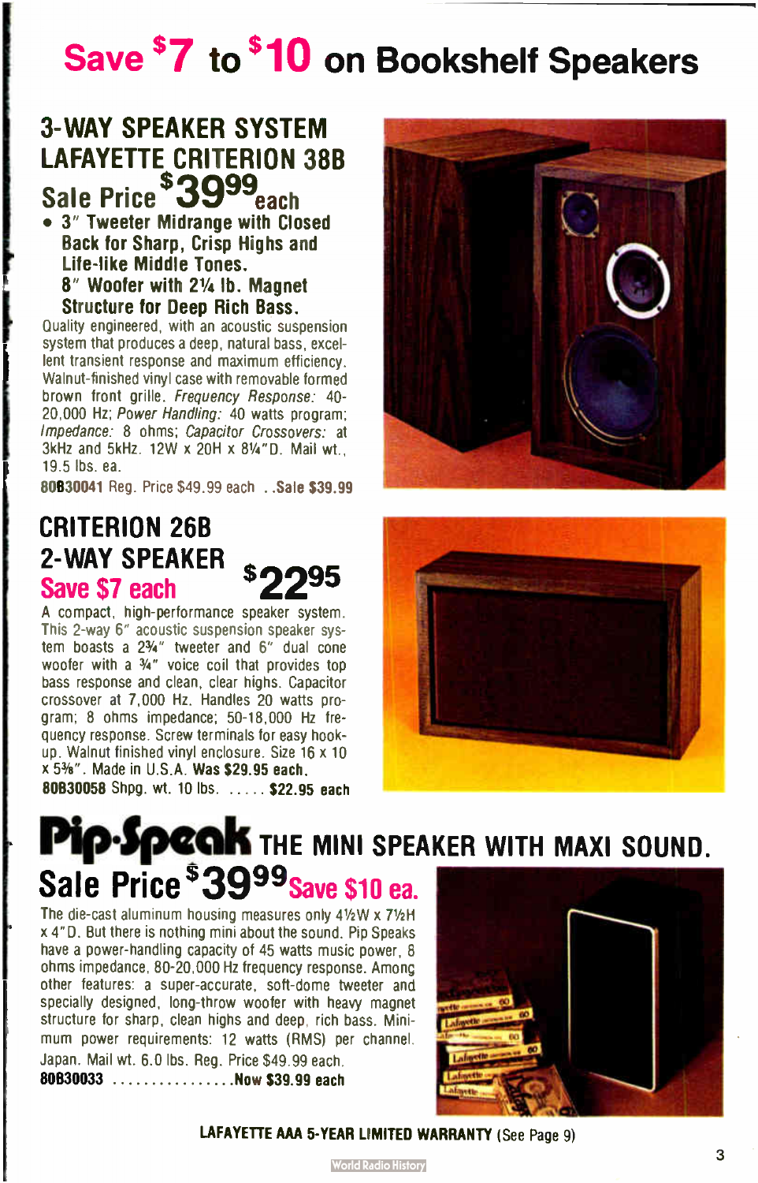# Save $7 to $10 on Bookshelf Speakers

## 3-WAY SPEAKER SYSTEM LAFAYETTE CRITERION 38B

**Sale Price $39.99 each**

- **3" Tweeter Midrange with Closed Back for Sharp, Crisp Highs and Life-like Middle Tones.**
  **8" Woofer with 2¼ lb. Magnet Structure for Deep Rich Bass.**

Quality engineered, with an acoustic suspension system that produces a deep, natural bass, excellent transient response and maximum efficiency. Walnut-finished vinyl case with removable formed brown front grille. *Frequency Response:* 40-20,000 Hz; *Power Handling:* 40 watts program; *Impedance:* 8 ohms; *Capacitor Crossovers:* at 3kHz and 5kHz. 12W x 20H x 8¼"D. Mail wt., 19.5 lbs. ea.

**80B30041** Reg. Price $49.99 each . . **Sale $39.99**

## CRITERION 26B 2-WAY SPEAKER

**Save $7 each** **$22.95**

A compact, high-performance speaker system. This 2-way 6" acoustic suspension speaker system boasts a 2¾" tweeter and 6" dual cone woofer with a ¾" voice coil that provides top bass response and clean, clear highs. Capacitor crossover at 7,000 Hz. Handles 20 watts program; 8 ohms impedance; 50-18,000 Hz frequency response. Screw terminals for easy hook-up. Walnut finished vinyl enclosure. Size 16 x 10 x 5⅜". Made in U.S.A. **Was $29.95 each.**

**80B30058** Shpg. wt. 10 lbs. . . . . . **$22.95 each**

## Pip·Speak THE MINI SPEAKER WITH MAXI SOUND.

**Sale Price $39.99 Save $10 ea.**

The die-cast aluminum housing measures only 4½W x 7½H x 4"D. But there is nothing mini about the sound. Pip Speaks have a power-handling capacity of 45 watts music power, 8 ohms impedance, 80-20,000 Hz frequency response. Among other features: a super-accurate, soft-dome tweeter and specially designed, long-throw woofer with heavy magnet structure for sharp, clean highs and deep, rich bass. Minimum power requirements: 12 watts (RMS) per channel. Japan. Mail wt. 6.0 lbs. Reg. Price $49.99 each.

**80B30033** . . . . . . . . . . . . . . . . **Now $39.99 each**

**LAFAYETTE AAA 5-YEAR LIMITED WARRANTY** (See Page 9)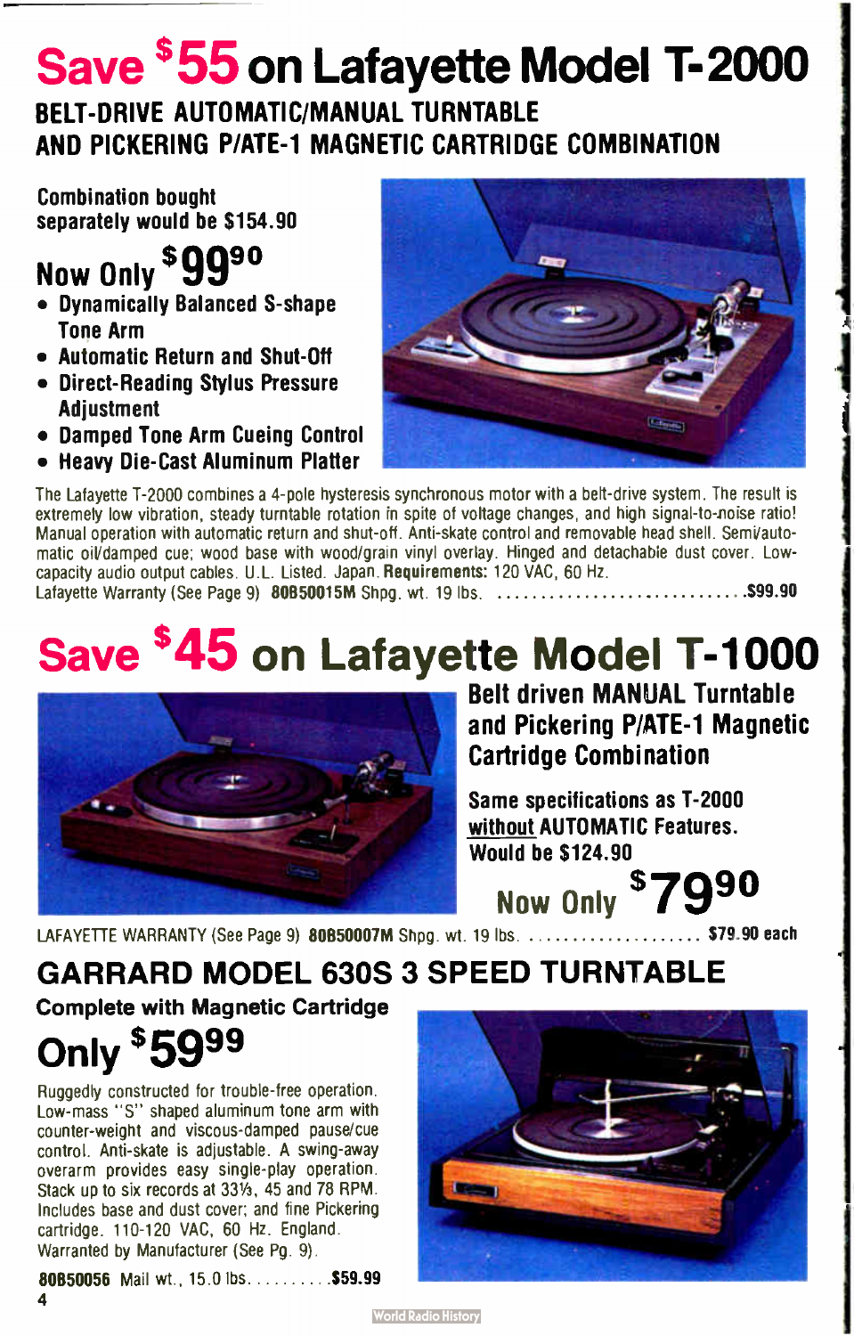# Save $55 on Lafayette Model T-2000

## BELT-DRIVE AUTOMATIC/MANUAL TURNTABLE AND PICKERING P/ATE-1 MAGNETIC CARTRIDGE COMBINATION

Combination bought separately would be $154.90

**Now Only $99.90**

- Dynamically Balanced S-shape Tone Arm
- Automatic Return and Shut-Off
- Direct-Reading Stylus Pressure Adjustment
- Damped Tone Arm Cueing Control
- Heavy Die-Cast Aluminum Platter

The Lafayette T-2000 combines a 4-pole hysteresis synchronous motor with a belt-drive system. The result is extremely low vibration, steady turntable rotation in spite of voltage changes, and high signal-to-noise ratio! Manual operation with automatic return and shut-off. Anti-skate control and removable head shell. Semi/automatic oil/damped cue; wood base with wood/grain vinyl overlay. Hinged and detachable dust cover. Low-capacity audio output cables. U.L. Listed. Japan. **Requirements:** 120 VAC, 60 Hz.
Lafayette Warranty (See Page 9) **80B50015M** Shpg. wt. 19 lbs. .............................. $99.90

# Save $45 on Lafayette Model T-1000

## Belt driven MANUAL Turntable and Pickering P/ATE-1 Magnetic Cartridge Combination

Same specifications as T-2000 without AUTOMATIC Features.
Would be $124.90

**Now Only $79.90**

LAFAYETTE WARRANTY (See Page 9) **80B50007M** Shpg. wt. 19 lbs. .................... **$79.90 each**

# GARRARD MODEL 630S 3 SPEED TURNTABLE

**Complete with Magnetic Cartridge**

**Only $59.99**

Ruggedly constructed for trouble-free operation. Low-mass "S" shaped aluminum tone arm with counter-weight and viscous-damped pause/cue control. Anti-skate is adjustable. A swing-away overarm provides easy single-play operation. Stack up to six records at 33⅓, 45 and 78 RPM. Includes base and dust cover; and fine Pickering cartridge. 110-120 VAC, 60 Hz. England. Warranted by Manufacturer (See Pg. 9).

**80B50056** Mail wt., 15.0 lbs. .......... $59.99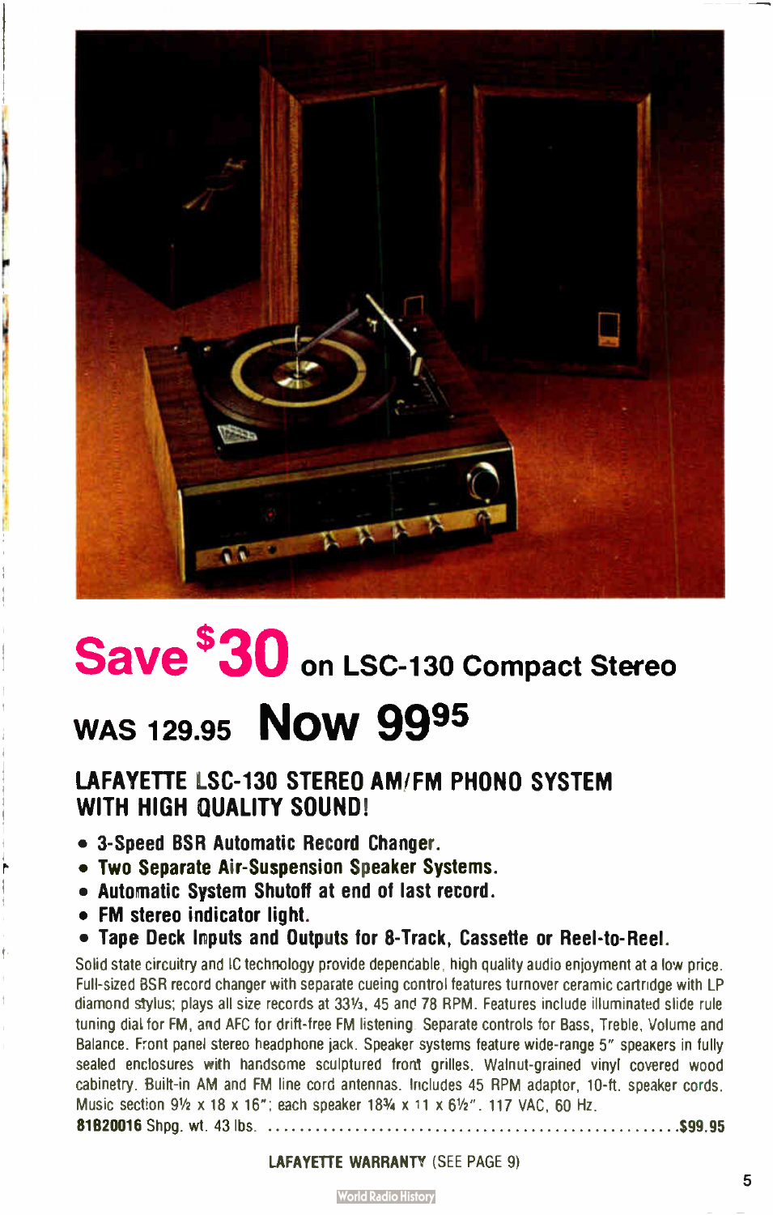# Save $30 on LSC-130 Compact Stereo

## WAS 129.95 Now 99.95

### LAFAYETTE LSC-130 STEREO AM/FM PHONO SYSTEM WITH HIGH QUALITY SOUND!

- **3-Speed BSR Automatic Record Changer.**
- **Two Separate Air-Suspension Speaker Systems.**
- **Automatic System Shutoff at end of last record.**
- **FM stereo indicator light.**
- **Tape Deck Inputs and Outputs for 8-Track, Cassette or Reel-to-Reel.**

Solid state circuitry and IC technology provide dependable, high quality audio enjoyment at a low price. Full-sized BSR record changer with separate cueing control features turnover ceramic cartridge with LP diamond stylus; plays all size records at 33⅓, 45 and 78 RPM. Features include illuminated slide rule tuning dial for FM, and AFC for drift-free FM listening. Separate controls for Bass, Treble, Volume and Balance. Front panel stereo headphone jack. Speaker systems feature wide-range 5" speakers in fully sealed enclosures with handsome sculptured front grilles. Walnut-grained vinyl covered wood cabinetry. Built-in AM and FM line cord antennas. Includes 45 RPM adaptor, 10-ft. speaker cords. Music section 9½ x 18 x 16"; each speaker 18¾ x 11 x 6½". 117 VAC, 60 Hz.

**81B20016** Shpg. wt. 43 lbs. .................................................... $99.95

LAFAYETTE WARRANTY (SEE PAGE 9)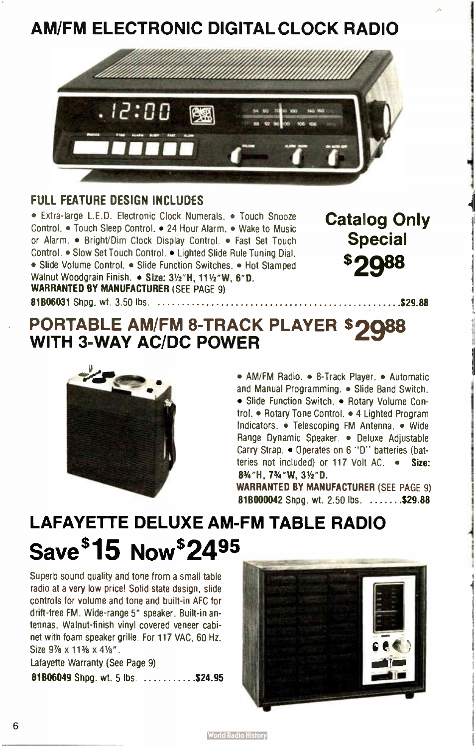## AM/FM ELECTRONIC DIGITAL CLOCK RADIO

### FULL FEATURE DESIGN INCLUDES

• Extra-large L.E.D. Electronic Clock Numerals. • Touch Snooze Control. • Touch Sleep Control. • 24 Hour Alarm. • Wake to Music or Alarm. • Bright/Dim Clock Display Control. • Fast Set Touch Control. • Slow Set Touch Control. • Lighted Slide Rule Tuning Dial. • Slide Volume Control. • Slide Function Switches. • Hot Stamped Walnut Woodgrain Finish. • **Size: 3½"H, 11½"W, 6"D.**

**WARRANTED BY MANUFACTURER** (SEE PAGE 9)

**Catalog Only Special $29.88**

**81B06031** Shpg. wt. 3.50 lbs. .................................................. **$29.88**

## PORTABLE AM/FM 8-TRACK PLAYER WITH 3-WAY AC/DC POWER $29.88

• AM/FM Radio. • 8-Track Player. • Automatic and Manual Programming. • Slide Band Switch. • Slide Function Switch. • Rotary Volume Control. • Rotary Tone Control. • 4 Lighted Program Indicators. • Telescoping FM Antenna. • Wide Range Dynamic Speaker. • Deluxe Adjustable Carry Strap. • Operates on 6 "D" batteries (batteries not included) or 117 Volt AC. • **Size: 8¾"H, 7¾"W, 3½"D.**

**WARRANTED BY MANUFACTURER** (SEE PAGE 9)

**81B000042** Shpg. wt. 2.50 lbs. ....... **$29.88**

## LAFAYETTE DELUXE AM-FM TABLE RADIO

## Save $15 Now $24.95

Superb sound quality and tone from a small table radio at a very low price! Solid state design, slide controls for volume and tone and built-in AFC for drift-free FM. Wide-range 5" speaker. Built-in antennas. Walnut-finish vinyl covered veneer cabinet with foam speaker grille. For 117 VAC, 60 Hz. Size 9⅞ x 11⅜ x 4⅛".

Lafayette Warranty (See Page 9)

**81B06049** Shpg. wt. 5 lbs. ........... **$24.95**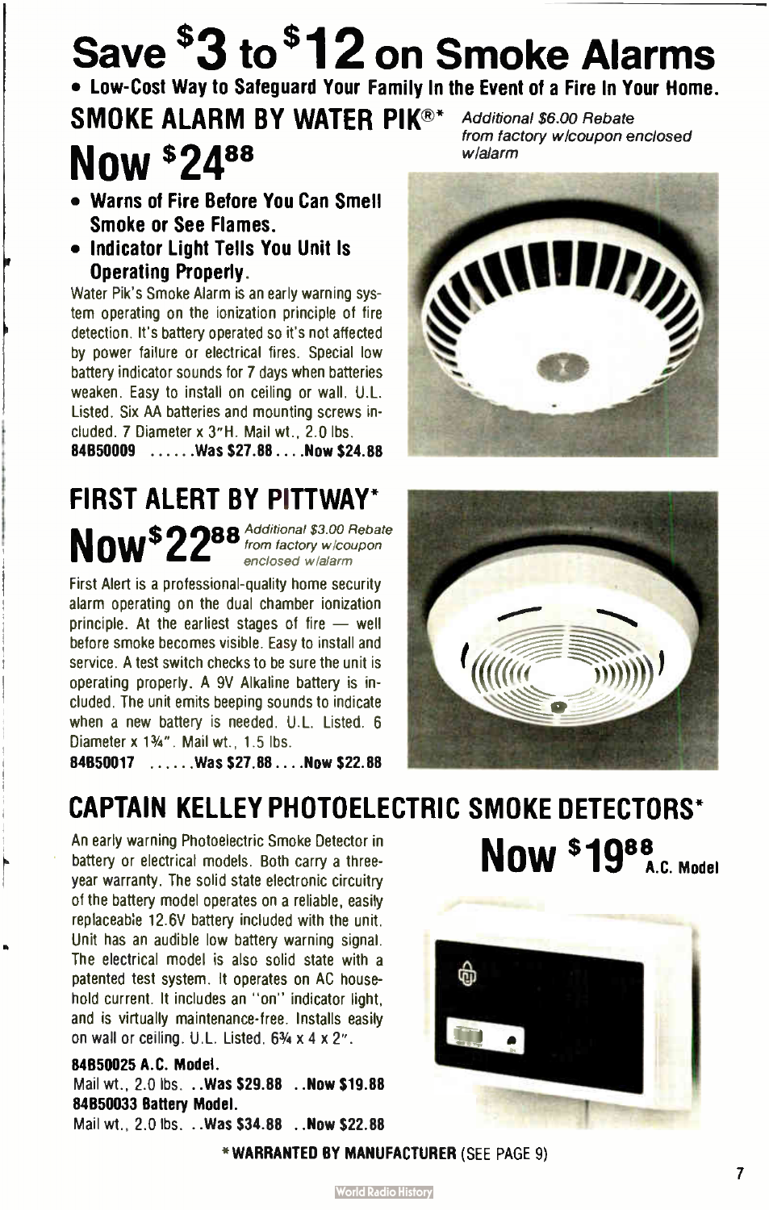# Save $3 to $12 on Smoke Alarms

- **Low-Cost Way to Safeguard Your Family In the Event of a Fire In Your Home.**

## SMOKE ALARM BY WATER PIK®*

*Additional $6.00 Rebate from factory w/coupon enclosed w/alarm*

## Now $24.88

- **Warns of Fire Before You Can Smell Smoke or See Flames.**
- **Indicator Light Tells You Unit Is Operating Properly.**

Water Pik's Smoke Alarm is an early warning system operating on the ionization principle of fire detection. It's battery operated so it's not affected by power failure or electrical fires. Special low battery indicator sounds for 7 days when batteries weaken. Easy to install on ceiling or wall. U.L. Listed. Six AA batteries and mounting screws included. 7 Diameter x 3"H. Mail wt., 2.0 lbs.

**84B50009 ......Was $27.88....Now $24.88**

## FIRST ALERT BY PITTWAY*

## Now $22.88

*Additional $3.00 Rebate from factory w/coupon enclosed w/alarm*

First Alert is a professional-quality home security alarm operating on the dual chamber ionization principle. At the earliest stages of fire — well before smoke becomes visible. Easy to install and service. A test switch checks to be sure the unit is operating properly. A 9V Alkaline battery is included. The unit emits beeping sounds to indicate when a new battery is needed. U.L. Listed. 6 Diameter x 1¾". Mail wt., 1.5 lbs.

**84B50017 ......Was $27.88....Now $22.88**

## CAPTAIN KELLEY PHOTOELECTRIC SMOKE DETECTORS*

## Now $19.88 A.C. Model

An early warning Photoelectric Smoke Detector in battery or electrical models. Both carry a three-year warranty. The solid state electronic circuitry of the battery model operates on a reliable, easily replaceable 12.6V battery included with the unit. Unit has an audible low battery warning signal. The electrical model is also solid state with a patented test system. It operates on AC household current. It includes an "on" indicator light, and is virtually maintenance-free. Installs easily on wall or ceiling. U.L. Listed. 6¾ x 4 x 2".

**84B50025 A.C. Model.**
Mail wt., 2.0 lbs. ..**Was $29.88 ..Now $19.88**

**84B50033 Battery Model.**
Mail wt., 2.0 lbs. ..**Was $34.88 ..Now $22.88**

**\*WARRANTED BY MANUFACTURER** (SEE PAGE 9)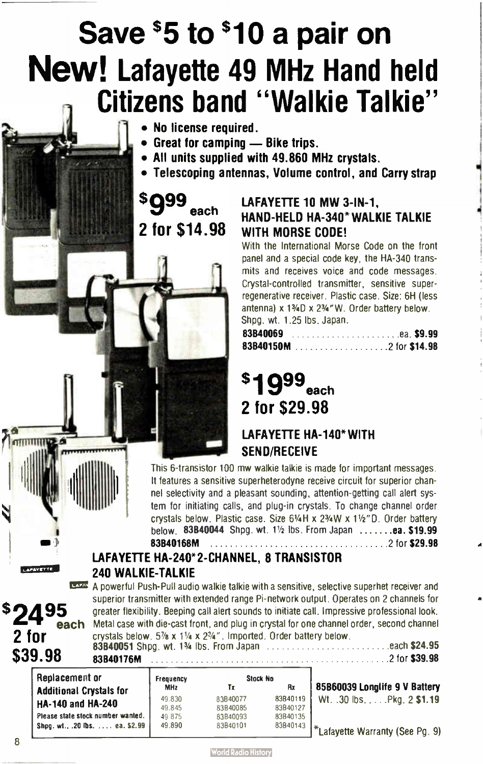# Save $5 to $10 a pair on New! Lafayette 49 MHz Hand held Citizens band "Walkie Talkie"

- No license required.
- Great for camping — Bike trips.
- All units supplied with 49.860 MHz crystals.
- Telescoping antennas, Volume control, and Carry strap

**$9.99 each**
**2 for $14.98**

## LAFAYETTE 10 MW 3-IN-1, HAND-HELD HA-340* WALKIE TALKIE WITH MORSE CODE!

With the International Morse Code on the front panel and a special code key, the HA-340 transmits and receives voice and code messages. Crystal-controlled transmitter, sensitive super-regenerative receiver. Plastic case. Size: 6H (less antenna) x 1¾D x 2¾"W. Order battery below. Shpg. wt. 1.25 lbs. Japan.

**83B40069** ...................... ea. **$9.99**
**83B40150M** .................. 2 for **$14.98**

**$19.99 each**
**2 for $29.98**

## LAFAYETTE HA-140* WITH SEND/RECEIVE

This 6-transistor 100 mw walkie talkie is made for important messages. It features a sensitive superheterodyne receive circuit for superior channel selectivity and a pleasant sounding, attention-getting call alert system for initiating calls, and plug-in crystals. To change channel order crystals below. Plastic case. Size 6¼H x 2¾W x 1½"D. Order battery below. **83B40044** Shpg. wt. 1½ lbs. From Japan ....... **ea. $19.99**
**83B40168M** .................................... 2 for **$29.98**

## LAFAYETTE HA-240* 2-CHANNEL, 8 TRANSISTOR 240 WALKIE-TALKIE

**$24.95 each**
**2 for $39.98**

A powerful Push-Pull audio walkie talkie with a sensitive, selective superhet receiver and superior transmitter with extended range Pi-network output. Operates on 2 channels for greater flexibility. Beeping call alert sounds to initiate call. Impressive professional look. Metal case with die-cast front, and plug in crystal for one channel order, second channel crystals below. 5⅞ x 1¼ x 2¾". Imported. Order battery below.
**83B40051** Shpg. wt. 1¾ lbs. From Japan ......................... each **$24.95**
**83B40176M** ................................................ 2 for **$39.98**

| Replacement or Additional Crystals for HA-140 and HA-240 | Frequency MHz | Stock No Tx | Stock No Rx |
|---|---|---|---|
| Please state stock number wanted. | 49.830 | 83B40077 | 83B40119 |
| Shpg. wt., .20 lbs. ..... ea. $2.99 | 49.845 | 83B40085 | 83B40127 |
| | 49.875 | 83B40093 | 83B40135 |
| | 49.890 | 83B40101 | 83B40143 |

**85B60039 Longlife 9 V Battery**
Wt. .30 lbs. .... Pkg. 2 **$1.19**

*Lafayette Warranty (See Pg. 9)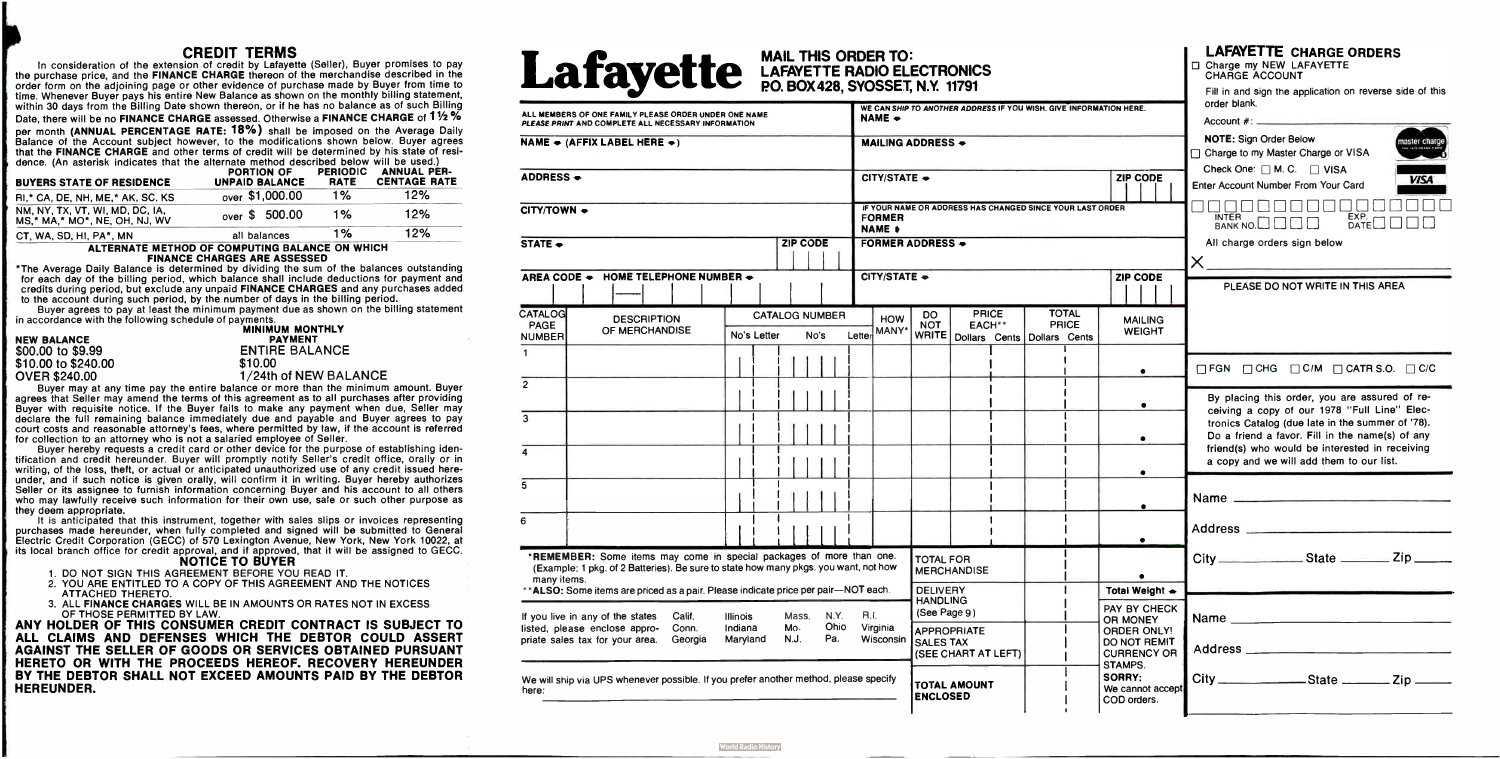## CREDIT TERMS

In consideration of the extension of credit by Lafayette (Seller), Buyer promises to pay the purchase price, and the **FINANCE CHARGE** thereon of the merchandise described in the order form on the adjoining page or other evidence of purchase made by Buyer from time to time. Whenever Buyer pays his entire New Balance as shown on the monthly billing statement, within 30 days from the Billing Date shown thereon, or if he has no balance as of such Billing Date, there will be no **FINANCE CHARGE** assessed. Otherwise a **FINANCE CHARGE** of **1½ %** per month **(ANNUAL PERCENTAGE RATE: 18%)** shall be imposed on the Average Daily Balance of the Account subject however, to the modifications shown below. Buyer agrees that the **FINANCE CHARGE** and other terms of credit will be determined by his state of residence. (An asterisk indicates that the alternate method described below will be used.)

| BUYERS STATE OF RESIDENCE | PORTION OF UNPAID BALANCE | PERIODIC RATE | ANNUAL PER-CENTAGE RATE |
|---|---|---|---|
| RI,* CA, DE, NH, ME,* AK, SC, KS | over $1,000.00 | 1% | 12% |
| NM, NY, TX, VT, WI, MD, DC, IA, MS,* MA,* MO*, NE, OH, NJ, WV | over $ 500.00 | 1% | 12% |
| CT, WA, SD, HI, PA*, MN | all balances | 1% | 12% |

**ALTERNATE METHOD OF COMPUTING BALANCE ON WHICH FINANCE CHARGES ARE ASSESSED**

*The Average Daily Balance is determined by dividing the sum of the balances outstanding for each day of the billing period, which balance shall include deductions for payment and credits during such period, but exclude any unpaid **FINANCE CHARGES** and any purchases added to the account during such period, by the number of days in the billing period.

Buyer agrees to pay at least the minimum payment due as shown on the billing statement in accordance with the following schedule of payments.

| NEW BALANCE | MINIMUM MONTHLY PAYMENT |
|---|---|
| $00.00 to $9.99 | ENTIRE BALANCE |
| $10.00 to $240.00 | $10.00 |
| OVER $240.00 | 1/24th of NEW BALANCE |

Buyer may at any time pay the entire balance or more than the minimum amount. Buyer agrees that Seller may amend the terms of this agreement as to all purchases after providing Buyer with requisite notice. If the Buyer fails to make any payment when due, Seller may declare the full remaining balance immediately due and payable and Buyer agrees to pay court costs and reasonable attorney's fees, where permitted by law, if the account is referred for collection to an attorney who is not a salaried employee of Seller.

Buyer hereby requests a credit card or other device for the purpose of establishing identification and credit hereunder. Buyer will promptly notify Seller's credit office, orally or in writing, of the loss, theft, or actual or anticipated unauthorized use of any credit issued hereunder, and if such notice is given orally, will confirm it in writing. Buyer hereby authorizes Seller or its assignee to furnish information concerning Buyer and his account to all others who may lawfully receive such information for their own use, sale or such other purpose as they deem appropriate.

It is anticipated that this instrument, together with sales slips or invoices representing purchases made hereunder, when fully completed and signed will be submitted to General Electric Credit Corporation (GECC) of 570 Lexington Avenue, New York, New York 10022, at its local branch office for credit approval, and if approved, that it will be assigned to GECC.

### NOTICE TO BUYER

1. DO NOT SIGN THIS AGREEMENT BEFORE YOU READ IT.
2. YOU ARE ENTITLED TO A COPY OF THIS AGREEMENT AND THE NOTICES ATTACHED THERETO.
3. ALL **FINANCE CHARGES** WILL BE IN AMOUNTS OR RATES NOT IN EXCESS OF THOSE PERMITTED BY LAW.

**ANY HOLDER OF THIS CONSUMER CREDIT CONTRACT IS SUBJECT TO ALL CLAIMS AND DEFENSES WHICH THE DEBTOR COULD ASSERT AGAINST THE SELLER OF GOODS OR SERVICES OBTAINED PURSUANT HERETO OR WITH THE PROCEEDS HEREOF. RECOVERY HEREUNDER BY THE DEBTOR SHALL NOT EXCEED AMOUNTS PAID BY THE DEBTOR HEREUNDER.**

# Lafayette

**MAIL THIS ORDER TO:**
**LAFAYETTE RADIO ELECTRONICS**
**P.O. BOX 428, SYOSSET, N.Y. 11791**

ALL MEMBERS OF ONE FAMILY PLEASE ORDER UNDER ONE NAME
PLEASE PRINT AND COMPLETE ALL NECESSARY INFORMATION

NAME ➜ (AFFIX LABEL HERE ➜)

ADDRESS ➜

CITY/TOWN ➜

STATE ➜ ZIP CODE

AREA CODE ➜ HOME TELEPHONE NUMBER ➜

WE CAN SHIP TO ANOTHER ADDRESS IF YOU WISH. GIVE INFORMATION HERE.

NAME ➜

MAILING ADDRESS ➜

CITY/STATE ➜ ZIP CODE

IF YOUR NAME OR ADDRESS HAS CHANGED SINCE YOUR LAST ORDER

FORMER NAME ➜

FORMER ADDRESS ➜

CITY/STATE ➜ ZIP CODE

| CATALOG PAGE NUMBER | DESCRIPTION OF MERCHANDISE | CATALOG NUMBER No's Letter No's Letter | HOW MANY* | DO NOT WRITE | PRICE EACH** Dollars Cents | TOTAL PRICE Dollars Cents | MAILING WEIGHT |
|---|---|---|---|---|---|---|---|
| 1 | | | | | | | |
| 2 | | | | | | | |
| 3 | | | | | | | |
| 4 | | | | | | | |
| 5 | | | | | | | |
| 6 | | | | | | | |

***REMEMBER:** Some items may come in special packages of more than one. (Example: 1 pkg. of 2 Batteries). Be sure to state how many pkgs. you want, not how many items.
****ALSO:** Some items are priced as a pair. Please indicate price per pair—NOT each.

If you live in any of the states listed, please enclose appropriate sales tax for your area. Calif. Conn. Georgia Illinois Indiana Maryland Mass. Mo. N.J. N.Y. Ohio Pa. R.I. Virginia Wisconsin

We will ship via UPS whenever possible. If you prefer another method, please specify here:

TOTAL FOR MERCHANDISE

DELIVERY HANDLING (See Page 9)

APPROPRIATE SALES TAX (SEE CHART AT LEFT)

TOTAL AMOUNT ENCLOSED

Total Weight ➜

PAY BY CHECK OR MONEY ORDER ONLY! DO NOT REMIT CURRENCY OR STAMPS. SORRY: We cannot accept COD orders.

## LAFAYETTE CHARGE ORDERS

☐ Charge my NEW LAFAYETTE CHARGE ACCOUNT

Fill in and sign the application on reverse side of this order blank.

Account #:

**NOTE:** Sign Order Below

☐ Charge to my Master Charge or VISA

Check One: ☐ M. C. ☐ VISA

Enter Account Number From Your Card

INTER BANK NO. EXP. DATE

All charge orders sign below

X

PLEASE DO NOT WRITE IN THIS AREA

☐ FGN ☐ CHG ☐ C/M ☐ CATR S.O. ☐ C/C

By placing this order, you are assured of receiving a copy of our 1978 "Full Line" Electronics Catalog (due late in the summer of '78). Do a friend a favor. Fill in the name(s) of any friend(s) who would be interested in receiving a copy and we will add them to our list.

Name

Address

City State Zip

Name

Address

City State Zip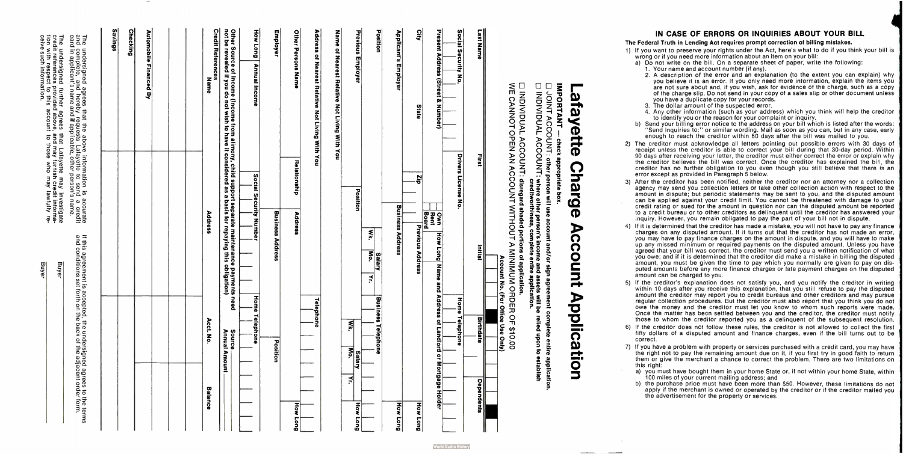## IN CASE OF ERRORS OR INQUIRIES ABOUT YOUR BILL

**The Federal Truth in Lending Act requires prompt correction of billing mistakes.**

1) If you want to preserve your rights under the Act, here's what to do if you think your bill is wrong or if you need more information about an item on your bill:
   a) Do not write on the bill. On a separate sheet of paper, write the following:
      1. Your name and account number (if any).
      2. A description of the error and an explanation (to the extent you can explain) why you believe it is an error. If you only need more information, explain the items you are not sure about and, if you wish, ask for evidence of the charge, such as a copy of the charge slip. Do not send in your copy of a sales slip or other document unless you have a duplicate copy for your records.
      3. The dollar amount of the suspected error.
      4. Any other information (such as your address) which you think will help the creditor to identify you or the reason for your complaint or inquiry.
   b) Send your billing error notice to the address on your bill which is listed after the words: "Send inquiries to:" or similar wording. Mail as soon as you can, but in any case, early enough to reach the creditor within 60 days after the bill was mailed to you.
2) The creditor must acknowledge all letters pointing out possible errors with 30 days of receipt unless the creditor is able to correct your bill during that 30-day period. Within 90 days after receiving your letter, the creditor must either correct the error or explain why the creditor believes the bill was correct. Once the creditor has explained the bill, the creditor has no further obligation to you even though you still believe that there is an error except as provided in Paragraph 5 below.
3) After the creditor has been notified, neither the creditor nor an attorney nor a collection agency may send you collection letters or take other collection action with respect to the amount in dispute; but periodic statements may be sent to you, and the disputed amount can be applied against your credit limit. You cannot be threatened with damage to your credit rating or sued for the amount in question nor can the disputed amount be reported to a credit bureau or to other creditors as delinquent until the creditor has answered your inquiry. However, you remain obligated to pay the part of your bill not in dispute.
4) If it is determined that the creditor has made a mistake, you will not have to pay any finance charges on any disputed amount. If it turns out that the creditor has not made an error, you may have to pay finance charges on the amount in dispute, and you will have to make up any missed minimum or required payments on the disputed amount. Unless you have agreed that your bill was correct, the creditor must send you a written notification of what you owe; and if it is determined that the creditor did make a mistake in billing the disputed amount, you must be given the time to pay which you normally are given to pay on disputed amounts before any more finance charges or late payment charges on the disputed amount can be charged to you.
5) If the creditor's explanation does not satisfy you, and you notify the creditor in writing within 10 days after you receive this explanation, that you still refuse to pay the disputed amount the creditor may report you to credit bureaus and other creditors and may pursue regular collection procedures. But the creditor must also report that you think you do not owe the money and the creditor must let you know to whom such reports were made. Once the matter has been settled between you and the creditor, the creditor must notify those to whom the creditor reported you as a delinquent of the subsequent resolution.
6) If the creditor does not follow these rules, the creditor is not allowed to collect the first fifty dollars of a disputed amount and finance charges, even if the bill turns out to be correct.
7) If you have a problem with property or services purchased with a credit card, you may have the right not to pay the remaining amount due on it, if you first try in good faith to return them or give the merchant a chance to correct the problem. There are two limitations on this right:
   a) you must have bought them in your home State or, if not within your home State, within 100 miles of your current mailing address; and
   b) the purchase price must have been more than $50. However, these limitations do not apply if the merchant is owned or operated by the creditor or if the creditor mailed you the advertisement for the property or services.

# Lafayette Charge Account Application

**IMPORTANT — check appropriate box.**

☐ **JOINT ACCOUNT: other person will use account and/or sign agreement complete entire application.**

☐ **INDIVIDUAL ACCOUNT: where other person's income and assets will be relied upon to establish creditworthiness, complete entire application.**

☐ **INDIVIDUAL ACCOUNT: disregard shaded portions of application.**

**WE CANNOT OPEN AN ACCOUNT WITHOUT A MINIMUM ORDER OF $10.00**

Account No. (For Office Use Only)

| Last Name | First | Initial | Birthdate | Dependents |
|---|---|---|---|---|
| | | | | |

| Social Security No. | Drivers License No. | Home Telephone |
|---|---|---|
| | | |

| Present Address (Street & Number) | Own / Rent / Board | How Long | Name and Address of Landlord or Mortgage Holder |
|---|---|---|---|
| | | | |

| City | State | Zip | Previous Address | How Long |
|---|---|---|---|---|
| | | | | |

| Applicant's Employer | Business Address | How Long |
|---|---|---|
| | | |

| Position | Salary Wk. | Mo. | Yr. | Business Telephone |
|---|---|---|---|---|
| | | | | |

| Previous Employer | Position | Salary Wk. | Mo. | Yr. | How Long |
|---|---|---|---|---|---|
| | | | | | |

| Name of Nearest Relative Not Living With You |
|---|
| |

| Address of Nearest Relative Not Living With You | Telephone |
|---|---|
| | |

| Other Persons Name | Relationship | Address |
|---|---|---|
| | | |

| Employer | Business Address | Position | How Long |
|---|---|---|---|
| | | | |

| How Long | Annual Income | Social Security Number | Home Telephone |
|---|---|---|---|
| | | | |

| Other Source of Income (Income from alimony, child support separate maintenance payments need not be revealed if you do not wish to have it considered as a basis for repaying this obligation) | Source | Annual Amount |
|---|---|---|
| | | |

| Credit References Name | Address | Acct. No. | Balance |
|---|---|---|---|
| | | | |
| | | | |
| | | | |
| Automobile Financed By | | | |
| Checking | | | |
| Savings | | | |

The undersigned agrees that the above information is accurate and complete, and hereby requests Lafayette to send a credit card in applicant's name and if applicable, other person's name.

The undersigned further agrees that Lafayette may investigate credit references provided above, and may furnish credit information with respect to this account to those who may lawfully receive such information.

If this agreement is accepted, the undersigned agrees to the terms and conditions set forth on the back of the adjacent order form.

Buyer ____________________

Buyer ____________________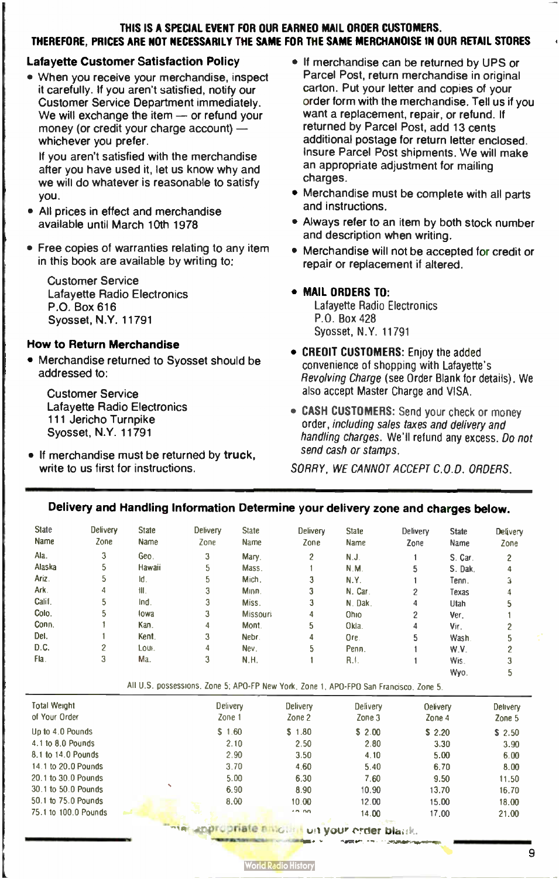**THIS IS A SPECIAL EVENT FOR OUR EARNED MAIL ORDER CUSTOMERS. THEREFORE, PRICES ARE NOT NECESSARILY THE SAME FOR THE SAME MERCHANDISE IN OUR RETAIL STORES**

### Lafayette Customer Satisfaction Policy

- When you receive your merchandise, inspect it carefully. If you aren't satisfied, notify our Customer Service Department immediately. We will exchange the item — or refund your money (or credit your charge account) — whichever you prefer.

  If you aren't satisfied with the merchandise after you have used it, let us know why and we will do whatever is reasonable to satisfy you.
- All prices in effect and merchandise available until March 10th 1978
- Free copies of warranties relating to any item in this book are available by writing to:

  Customer Service
  Lafayette Radio Electronics
  P.O. Box 616
  Syosset, N.Y. 11791

### How to Return Merchandise

- Merchandise returned to Syosset should be addressed to:

  Customer Service
  Lafayette Radio Electronics
  111 Jericho Turnpike
  Syosset, N.Y. 11791
- If merchandise must be returned by **truck,** write to us first for instructions.
- If merchandise can be returned by UPS or Parcel Post, return merchandise in original carton. Put your letter and copies of your order form with the merchandise. Tell us if you want a replacement, repair, or refund. If returned by Parcel Post, add 13 cents additional postage for return letter enclosed. Insure Parcel Post shipments. We will make an appropriate adjustment for mailing charges.
- Merchandise must be complete with all parts and instructions.
- Always refer to an item by both stock number and description when writing.
- Merchandise will not be accepted for credit or repair or replacement if altered.
- **MAIL ORDERS TO:**

  Lafayette Radio Electronics
  P.O. Box 428
  Syosset, N.Y. 11791
- **CREDIT CUSTOMERS:** Enjoy the added convenience of shopping with Lafayette's *Revolving Charge* (see Order Blank for details). We also accept Master Charge and VISA.
- **CASH CUSTOMERS:** Send your check or money order, *including sales taxes and delivery and handling charges.* We'll refund any excess. *Do not send cash or stamps.*

*SORRY, WE CANNOT ACCEPT C.O.D. ORDERS.*

### Delivery and Handling Information Determine your delivery zone and charges below.

| State Name | Delivery Zone | State Name | Delivery Zone | State Name | Delivery Zone | State Name | Delivery Zone | State Name | Delivery Zone |
|---|---|---|---|---|---|---|---|---|---|
| Ala. | 3 | Geo. | 3 | Mary. | 2 | N.J. | 1 | S. Car. | 2 |
| Alaska | 5 | Hawaii | 5 | Mass. | 1 | N.M. | 5 | S. Dak. | 4 |
| Ariz. | 5 | Id. | 5 | Mich. | 3 | N.Y. | 1 | Tenn. | 3 |
| Ark. | 4 | Ill. | 3 | Minn. | 3 | N. Car. | 2 | Texas | 4 |
| Calif. | 5 | Ind. | 3 | Miss. | 3 | N. Dak. | 4 | Utah | 5 |
| Colo. | 5 | Iowa | 3 | Missouri | 4 | Ohio | 2 | Ver. | 1 |
| Conn. | 1 | Kan. | 4 | Mont. | 5 | Okla. | 4 | Vir. | 2 |
| Del. | 1 | Kent. | 3 | Nebr. | 4 | Ore. | 5 | Wash. | 5 |
| D.C. | 2 | Loui. | 4 | Nev. | 5 | Penn. | 1 | W.V. | 2 |
| Fla. | 3 | Ma. | 3 | N.H. | 1 | R.I. | 1 | Wis. | 3 |
| | | | | | | | | Wyo. | 5 |

All U.S. possessions, Zone 5; APO-FP New York, Zone 1, APO-FPO San Francisco, Zone 5.

| Total Weight of Your Order | Delivery Zone 1 | Delivery Zone 2 | Delivery Zone 3 | Delivery Zone 4 | Delivery Zone 5 |
|---|---|---|---|---|---|
| Up to 4.0 Pounds | $ 1.60 | $ 1.80 | $ 2.00 | $ 2.20 | $ 2.50 |
| 4.1 to 8.0 Pounds | 2.10 | 2.50 | 2.80 | 3.30 | 3.90 |
| 8.1 to 14.0 Pounds | 2.90 | 3.50 | 4.10 | 5.00 | 6.00 |
| 14.1 to 20.0 Pounds | 3.70 | 4.60 | 5.40 | 6.70 | 8.00 |
| 20.1 to 30.0 Pounds | 5.00 | 6.30 | 7.60 | 9.50 | 11.50 |
| 30.1 to 50.0 Pounds | 6.90 | 8.90 | 10.90 | 13.70 | 16.70 |
| 50.1 to 75.0 Pounds | 8.00 | 10.00 | 12.00 | 15.00 | 18.00 |
| 75.1 to 100.0 Pounds | | | 14.00 | 17.00 | 21.00 |

...appropriate amount on your order blank.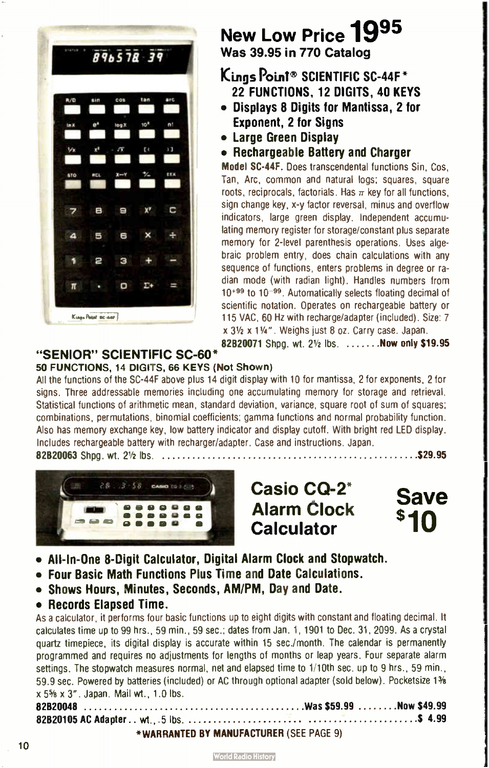# New Low Price 19[95]

**Was 39.95 in 770 Catalog**

## Kings Point® SCIENTIFIC SC-44F*

**22 FUNCTIONS, 12 DIGITS, 40 KEYS**

- **Displays 8 Digits for Mantissa, 2 for Exponent, 2 for Signs**
- **Large Green Display**
- **Rechargeable Battery and Charger**

**Model SC-44F.** Does transcendental functions Sin, Cos, Tan, Arc, common and natural logs; squares, square roots, reciprocals, factorials. Has $\pi$ key for all functions, sign change key, x-y factor reversal, minus and overflow indicators, large green display. Independent accumulating memory register for storage/constant plus separate memory for 2-level parenthesis operations. Uses algebraic problem entry, does chain calculations with any sequence of functions, enters problems in degree or radian mode (with radian light). Handles numbers from $10^{+99}$ to $10^{-99}$. Automatically selects floating decimal of scientific notation. Operates on rechargeable battery or 115 VAC, 60 Hz with recharge/adapter (included). Size: 7 x 3½ x 1¼". Weighs just 8 oz. Carry case. Japan.

**82B20071** Shpg. wt. 2½ lbs. ....... **Now only $19.95**

## "SENIOR" SCIENTIFIC SC-60*

**50 FUNCTIONS, 14 DIGITS, 66 KEYS (Not Shown)**

All the functions of the SC-44F above plus 14 digit display with 10 for mantissa, 2 for exponents, 2 for signs. Three addressable memories including one accumulating memory for storage and retrieval. Statistical functions of arithmetic mean, standard deviation, variance, square root of sum of squares; combinations, permutations, binomial coefficients; gamma functions and normal probability function. Also has memory exchange key, low battery indicator and display cutoff. With bright red LED display. Includes rechargeable battery with recharger/adapter. Case and instructions. Japan.

**82B20063** Shpg. wt. 2½ lbs. ................................................ **$29.95**

## Casio CQ-2* Alarm Clock Calculator

## Save $10

- **All-In-One 8-Digit Calculator, Digital Alarm Clock and Stopwatch.**
- **Four Basic Math Functions Plus Time and Date Calculations.**
- **Shows Hours, Minutes, Seconds, AM/PM, Day and Date.**
- **Records Elapsed Time.**

As a calculator, it performs four basic functions up to eight digits with constant and floating decimal. It calculates time up to 99 hrs., 59 min., 59 sec.; dates from Jan. 1, 1901 to Dec. 31, 2099. As a crystal quartz timepiece, its digital display is accurate within 15 sec./month. The calendar is permanently programmed and requires no adjustments for lengths of months or leap years. Four separate alarm settings. The stopwatch measures normal, net and elapsed time to 1/10th sec. up to 9 hrs., 59 min., 59.9 sec. Powered by batteries (included) or AC through optional adapter (sold below). Pocketsize 1⅜ x 5⅝ x 3". Japan. Mail wt., 1.0 lbs.

**82B20048** ........................................ **Was $59.99** ........ **Now $49.99**

**82B20105 AC Adapter** .. wt., .5 lbs. ........................................ **$ 4.99**

***WARRANTED BY MANUFACTURER** (SEE PAGE 9)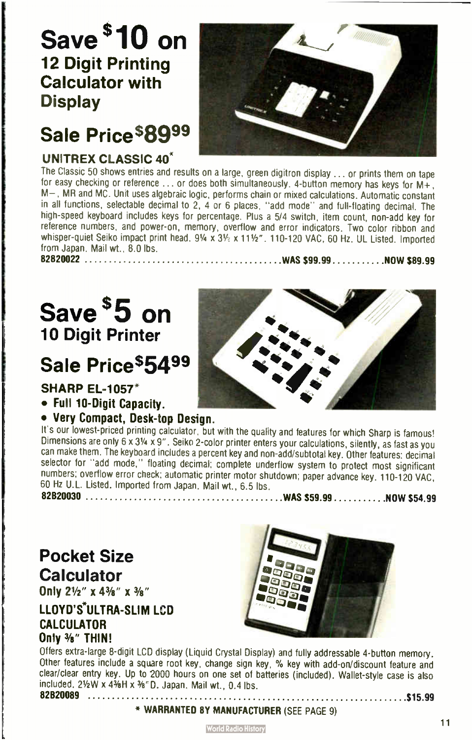# Save $10 on

## 12 Digit Printing Calculator with Display

## Sale Price $89.99

### UNITREX CLASSIC 40*

The Classic 50 shows entries and results on a large, green digitron display ... or prints them on tape for easy checking or reference ... or does both simultaneously. 4-button memory has keys for M+, M−, MR and MC. Unit uses algebraic logic, performs chain or mixed calculations. Automatic constant in all functions, selectable decimal to 2, 4 or 6 places, "add mode" and full-floating decimal. The high-speed keyboard includes keys for percentage. Plus a 5/4 switch, item count, non-add key for reference numbers, and power-on, memory, overflow and error indicators. Two color ribbon and whisper-quiet Seiko impact print head. 9¼ x 3½ x 11½". 110-120 VAC, 60 Hz. UL Listed. Imported from Japan. Mail wt., 8.0 lbs.

**82B20022 .......................................... WAS $99.99 ........... NOW $89.99**

# Save $5 on

## 10 Digit Printer

## Sale Price $54.99

### SHARP EL-1057*

- **Full 10-Digit Capacity.**
- **Very Compact, Desk-top Design.**

It's our lowest-priced printing calculator, but with the quality and features for which Sharp is famous! Dimensions are only 6 x 3¼ x 9". Seiko 2-color printer enters your calculations, silently, as fast as you can make them. The keyboard includes a percent key and non-add/subtotal key. Other features: decimal selector for "add mode," floating decimal; complete underflow system to protect most significant numbers; overflow error check; automatic printer motor shutdown; paper advance key. 110-120 VAC, 60 Hz U.L. Listed. Imported from Japan. Mail wt., 6.5 lbs.

**82B20030 .......................................... WAS $59.99 ........... NOW $54.99**

## Pocket Size Calculator

**Only 2½" x 4⅜" x ⅜"**

### LLOYD'S* ULTRA-SLIM LCD CALCULATOR

**Only ⅜" THIN!**

Offers extra-large 8-digit LCD display (Liquid Crystal Display) and fully addressable 4-button memory. Other features include a square root key, change sign key, % key with add-on/discount feature and clear/clear entry key. Up to 2000 hours on one set of batteries (included). Wallet-style case is also included. 2½W x 4⅜H x ⅜"D. Japan. Mail wt., 0.4 lbs.

**82B20089 ................................................................................ $15.99**

**\* WARRANTED BY MANUFACTURER** (SEE PAGE 9)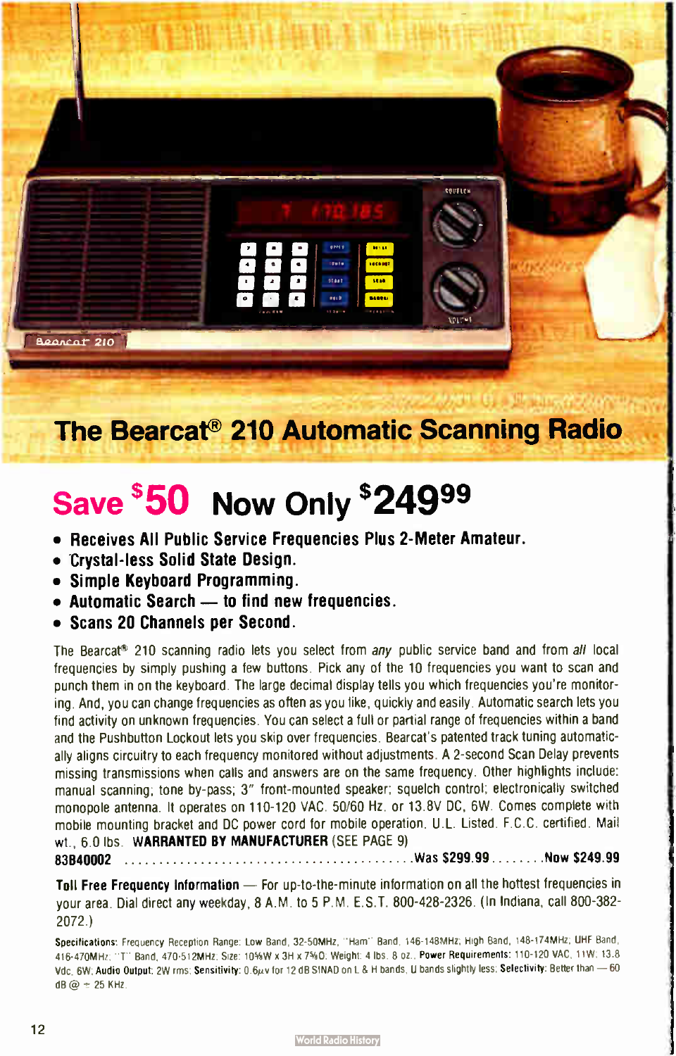# The Bearcat® 210 Automatic Scanning Radio

## Save $50 Now Only $249.99

- **Receives All Public Service Frequencies Plus 2-Meter Amateur.**
- **Crystal-less Solid State Design.**
- **Simple Keyboard Programming.**
- **Automatic Search — to find new frequencies.**
- **Scans 20 Channels per Second.**

The Bearcat® 210 scanning radio lets you select from *any* public service band and from *all* local frequencies by simply pushing a few buttons. Pick any of the 10 frequencies you want to scan and punch them in on the keyboard. The large decimal display tells you which frequencies you're monitoring. And, you can change frequencies as often as you like, quickly and easily. Automatic search lets you find activity on unknown frequencies. You can select a full or partial range of frequencies within a band and the Pushbutton Lockout lets you skip over frequencies. Bearcat's patented track tuning automatically aligns circuitry to each frequency monitored without adjustments. A 2-second Scan Delay prevents missing transmissions when calls and answers are on the same frequency. Other highlights include: manual scanning; tone by-pass; 3" front-mounted speaker; squelch control; electronically switched monopole antenna. It operates on 110-120 VAC, 50/60 Hz. or 13.8V DC, 6W. Comes complete with mobile mounting bracket and DC power cord for mobile operation. U.L. Listed. F.C.C. certified. Mail wt., 6.0 lbs. **WARRANTED BY MANUFACTURER** (SEE PAGE 9)

**83B40002** ........................................ **Was $299.99** ........ **Now $249.99**

**Toll Free Frequency Information** — For up-to-the-minute information on all the hottest frequencies in your area. Dial direct any weekday, 8 A.M. to 5 P.M. E.S.T. 800-428-2326. (In Indiana, call 800-382-2072.)

**Specifications:** Frequency Reception Range: Low Band, 32-50MHz, "Ham" Band, 146-148MHz; High Band, 148-174MHz; UHF Band, 416-470MHz; "T" Band, 470-512MHz. Size: 10⅝W x 3H x 7⅝D. Weight: 4 lbs. 8 oz., **Power Requirements:** 110-120 VAC, 11W; 13.8 Vdc, 6W; **Audio Output:** 2W rms; **Sensitivity:** 0.6μv for 12 dB SINAD on L & H bands, U bands slightly less; **Selectivity:** Better than — 60 dB @ ÷ 25 KHz.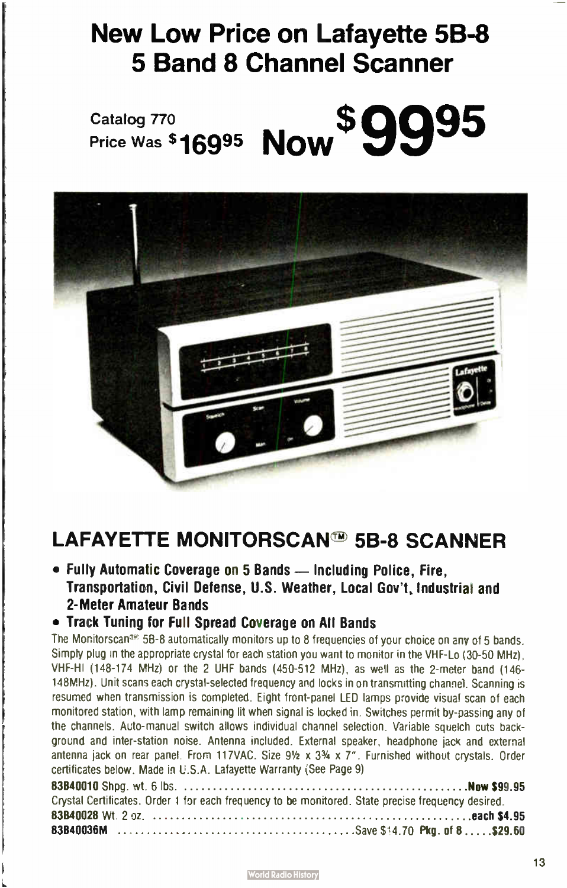# New Low Price on Lafayette 5B-8 5 Band 8 Channel Scanner

Catalog 770 Price Was $169.95 **Now $99.95**

## LAFAYETTE MONITORSCAN™ 5B-8 SCANNER

- **Fully Automatic Coverage on 5 Bands — Including Police, Fire, Transportation, Civil Defense, U.S. Weather, Local Gov't, Industrial and 2-Meter Amateur Bands**
- **Track Tuning for Full Spread Coverage on All Bands**

The Monitorscan™ 5B-8 automatically monitors up to 8 frequencies of your choice on any of 5 bands. Simply plug in the appropriate crystal for each station you want to monitor in the VHF-Lo (30-50 MHz), VHF-HI (148-174 MHz) or the 2 UHF bands (450-512 MHz), as well as the 2-meter band (146-148MHz). Unit scans each crystal-selected frequency and locks in on transmitting channel. Scanning is resumed when transmission is completed. Eight front-panel LED lamps provide visual scan of each monitored station, with lamp remaining lit when signal is locked in. Switches permit by-passing any of the channels. Auto-manual switch allows individual channel selection. Variable squelch cuts background and inter-station noise. Antenna included. External speaker, headphone jack and external antenna jack on rear panel. From 117VAC. Size 9½ x 3¾ x 7". Furnished without crystals. Order certificates below. Made in U.S.A. Lafayette Warranty (See Page 9)

**83B40010** Shpg. wt. 6 lbs. .................................................. **Now $99.95**

Crystal Certificates. Order 1 for each frequency to be monitored. State precise frequency desired.

**83B40028** Wt. 2 oz. .................................................. **each $4.95**

**83B40036M** .................................................. Save $14.70 **Pkg. of 8 ..... $29.60**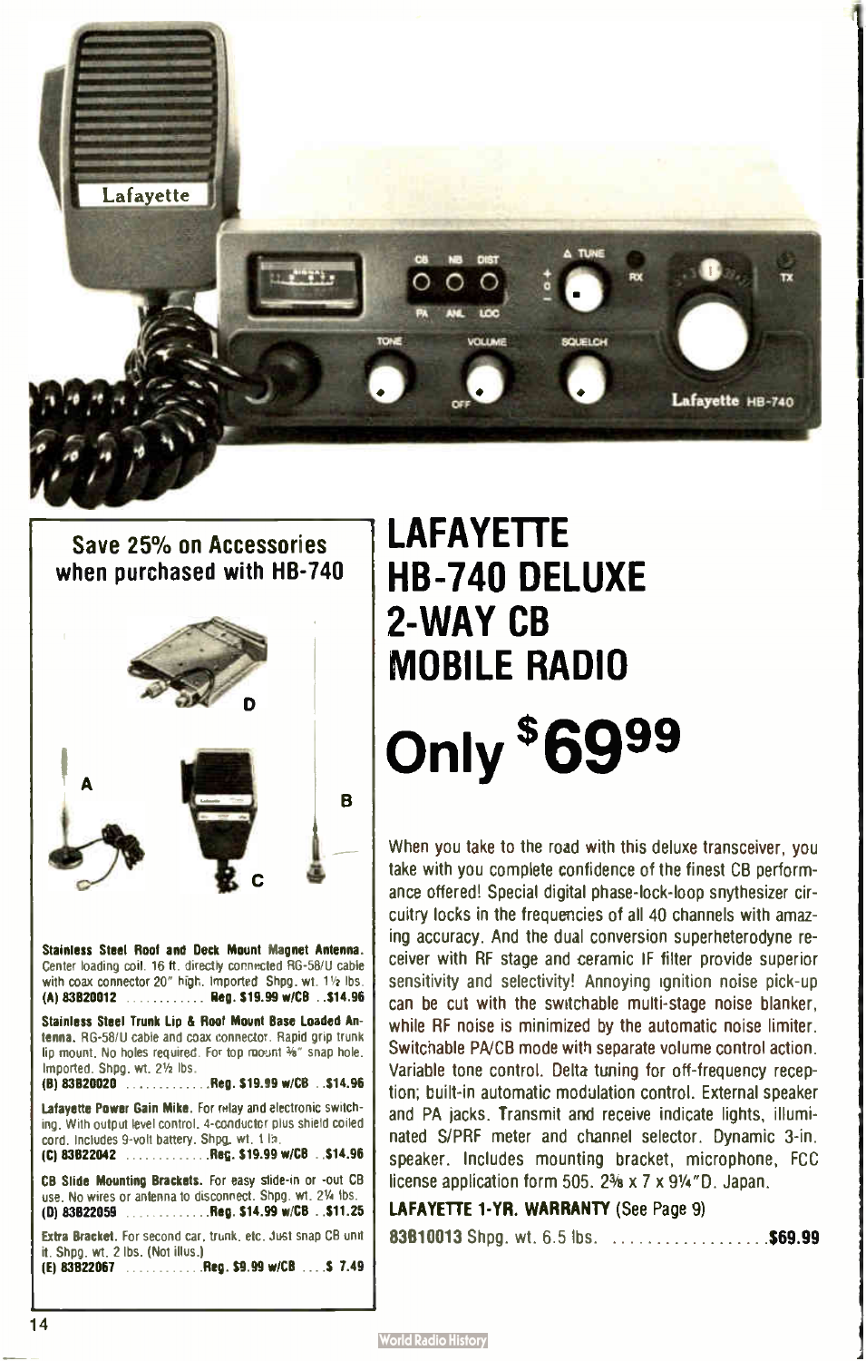## Save 25% on Accessories when purchased with HB-740

**Stainless Steel Roof and Deck Mount Magnet Antenna.** Center loading coil. 16 ft. directly connected RG-58/U cable with coax connector 20" high. Imported. Shpg. wt. 1½ lbs.
**(A) 83B20012** ............ **Reg. $19.99 w/CB ..$14.96**

**Stainless Steel Trunk Lip & Roof Mount Base Loaded Antenna.** RG-58/U cable and coax connector. Rapid grip trunk lip mount. No holes required. For top mount ⅜" snap hole. Imported. Shpg. wt. 2½ lbs.
**(B) 83B20020** ............ **Reg. $19.99 w/CB ..$14.96**

**Lafayette Power Gain Mike.** For relay and electronic switching. With output level control. 4-conductor plus shield coiled cord. Includes 9-volt battery. Shpg. wt. 1 lb.
**(C) 83B22042** ............ **Reg. $19.99 w/CB ..$14.96**

**CB Slide Mounting Brackets.** For easy slide-in or -out CB use. No wires or antenna to disconnect. Shpg. wt. 2¼ lbs.
**(D) 83B22059** ............ **Reg. $14.99 w/CB ..$11.25**

**Extra Bracket.** For second car, trunk, etc. Just snap CB unit it. Shpg. wt. 2 lbs. (Not illus.)
**(E) 83B22067** ............ **Reg. $9.99 w/CB ....$ 7.49**

# LAFAYETTE HB-740 DELUXE 2-WAY CB MOBILE RADIO

# Only $69.99

When you take to the road with this deluxe transceiver, you take with you complete confidence of the finest CB performance offered! Special digital phase-lock-loop snythesizer circuitry locks in the frequencies of all 40 channels with amazing accuracy. And the dual conversion superheterodyne receiver with RF stage and ceramic IF filter provide superior sensitivity and selectivity! Annoying ignition noise pick-up can be cut with the switchable multi-stage noise blanker, while RF noise is minimized by the automatic noise limiter. Switchable PA/CB mode with separate volume control action. Variable tone control. Delta tuning for off-frequency reception; built-in automatic modulation control. External speaker and PA jacks. Transmit and receive indicate lights, illuminated S/PRF meter and channel selector. Dynamic 3-in. speaker. Includes mounting bracket, microphone, FCC license application form 505. 2⅜ x 7 x 9¼"D. Japan.

**LAFAYETTE 1-YR. WARRANTY** (See Page 9)

**83B10013** Shpg. wt. 6.5 lbs. .................. **$69.99**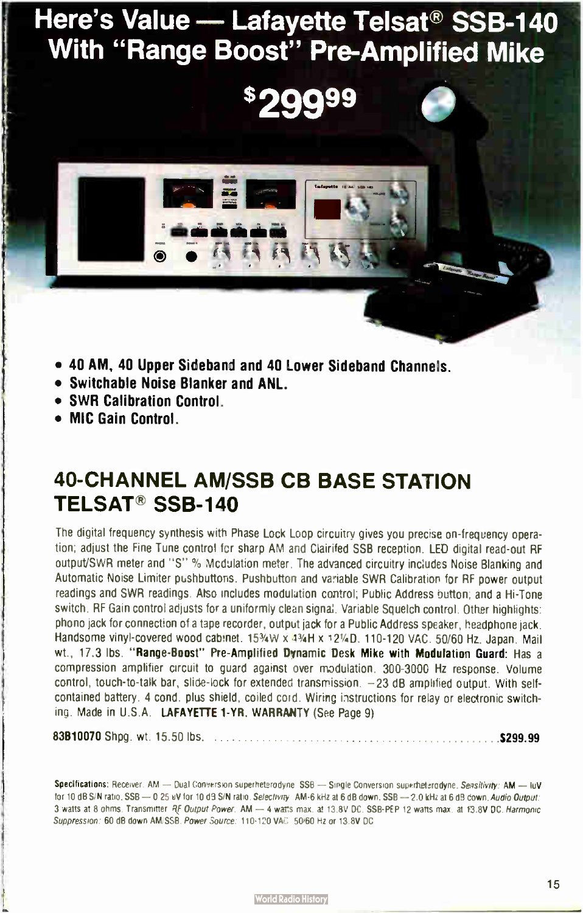# Here's Value — Lafayette Telsat® SSB-140 With "Range Boost" Pre-Amplified Mike

$299.99

- **40 AM, 40 Upper Sideband and 40 Lower Sideband Channels.**
- **Switchable Noise Blanker and ANL.**
- **SWR Calibration Control.**
- **MIC Gain Control.**

## 40-CHANNEL AM/SSB CB BASE STATION TELSAT® SSB-140

The digital frequency synthesis with Phase Lock Loop circuitry gives you precise on-frequency operation; adjust the Fine Tune control for sharp AM and Clarifed SSB reception. LED digital read-out RF output/SWR meter and "S" % Modulation meter. The advanced circuitry includes Noise Blanking and Automatic Noise Limiter pushbuttons. Pushbutton and variable SWR Calibration for RF power output readings and SWR readings. Also includes modulation control; Public Address button; and a Hi-Tone switch. RF Gain control adjusts for a uniformly clean signal. Variable Squelch control. Other highlights: phono jack for connection of a tape recorder, output jack for a Public Address speaker, headphone jack. Handsome vinyl-covered wood cabinet. 15¾W x 4¾H x 12¼D. 110-120 VAC. 50/60 Hz. Japan. Mail wt., 17.3 lbs. **"Range-Boost" Pre-Amplified Dynamic Desk Mike with Modulation Guard:** Has a compression amplifier circuit to guard against over modulation. 300-3000 Hz response. Volume control, touch-to-talk bar, slide-lock for extended transmission. −23 dB amplified output. With self-contained battery. 4 cond. plus shield, coiled cord. Wiring instructions for relay or electronic switching. Made in U.S.A. **LAFAYETTE 1-YR. WARRANTY** (See Page 9)

**83B10070** Shpg. wt. 15.50 lbs. .................................................. **$299.99**

**Specifications:** Receiver: AM — Dual Conversion superheterodyne. SSB — Single Conversion superheterodyne. *Sensitivity:* AM — 1uV for 10 dB S/N ratio. SSB — 0.25 uV for 10 dB S/N ratio. *Selectivity:* AM-6 kHz at 6 dB down. SSB — 2.0 kHz at 6 dB down. *Audio Output:* 3 watts at 8 ohms. Transmitter: *RF Output Power:* AM — 4 watts max. at 13.8V DC. SSB-PEP 12 watts max. at 13.8V DC. *Harmonic Suppression:* 60 dB down AM/SSB. *Power Source:* 110-120 VAC 50/60 Hz or 13.8V DC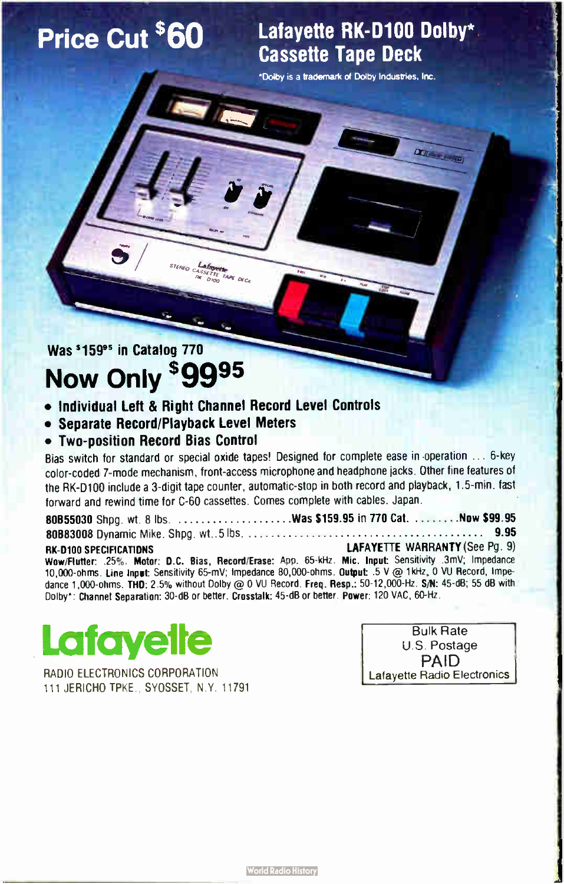# Price Cut $60

## Lafayette RK-D100 Dolby* Cassette Tape Deck

*Dolby is a trademark of Dolby Industries, Inc.

Was $159.95 in Catalog 770

## Now Only $99.95

- **Individual Left & Right Channel Record Level Controls**
- **Separate Record/Playback Level Meters**
- **Two-position Record Bias Control**

Bias switch for standard or special oxide tapes! Designed for complete ease in operation ... 6-key color-coded 7-mode mechanism, front-access microphone and headphone jacks. Other fine features of the RK-D100 include a 3-digit tape counter, automatic-stop in both record and playback, 1.5-min. fast forward and rewind time for C-60 cassettes. Comes complete with cables. Japan.

**80B55030** Shpg. wt. 8 lbs. .................... **Was $159.95 in 770 Cat.** ........ **Now $99.95**
**80B83008** Dynamic Mike. Shpg. wt. .5 lbs. ........................................ **9.95**

**RK-D100 SPECIFICATIONS** — **LAFAYETTE WARRANTY** (See Pg. 9)

**Wow/Flutter:** .25%. **Motor:** **D.C. Bias, Record/Erase:** App. 65-kHz. **Mic. Input:** Sensitivity .3mV; Impedance 10,000-ohms. **Line Input:** Sensitivity 65-mV; Impedance 80,000-ohms. **Output:** .5 V @ 1kHz, 0 VU Record, Impedance 1,000-ohms. **THD:** 2.5% without Dolby @ 0 VU Record. **Freq. Resp.:** 50-12,000-Hz. **S/N:** 45-dB; 55 dB with Dolby*: **Channel Separation:** 30-dB or better. **Crosstalk:** 45-dB or better. **Power:** 120 VAC, 60-Hz.

**Lafayette**

RADIO ELECTRONICS CORPORATION
111 JERICHO TPKE., SYOSSET, N.Y. 11791

Bulk Rate
U.S. Postage
PAID
Lafayette Radio Electronics